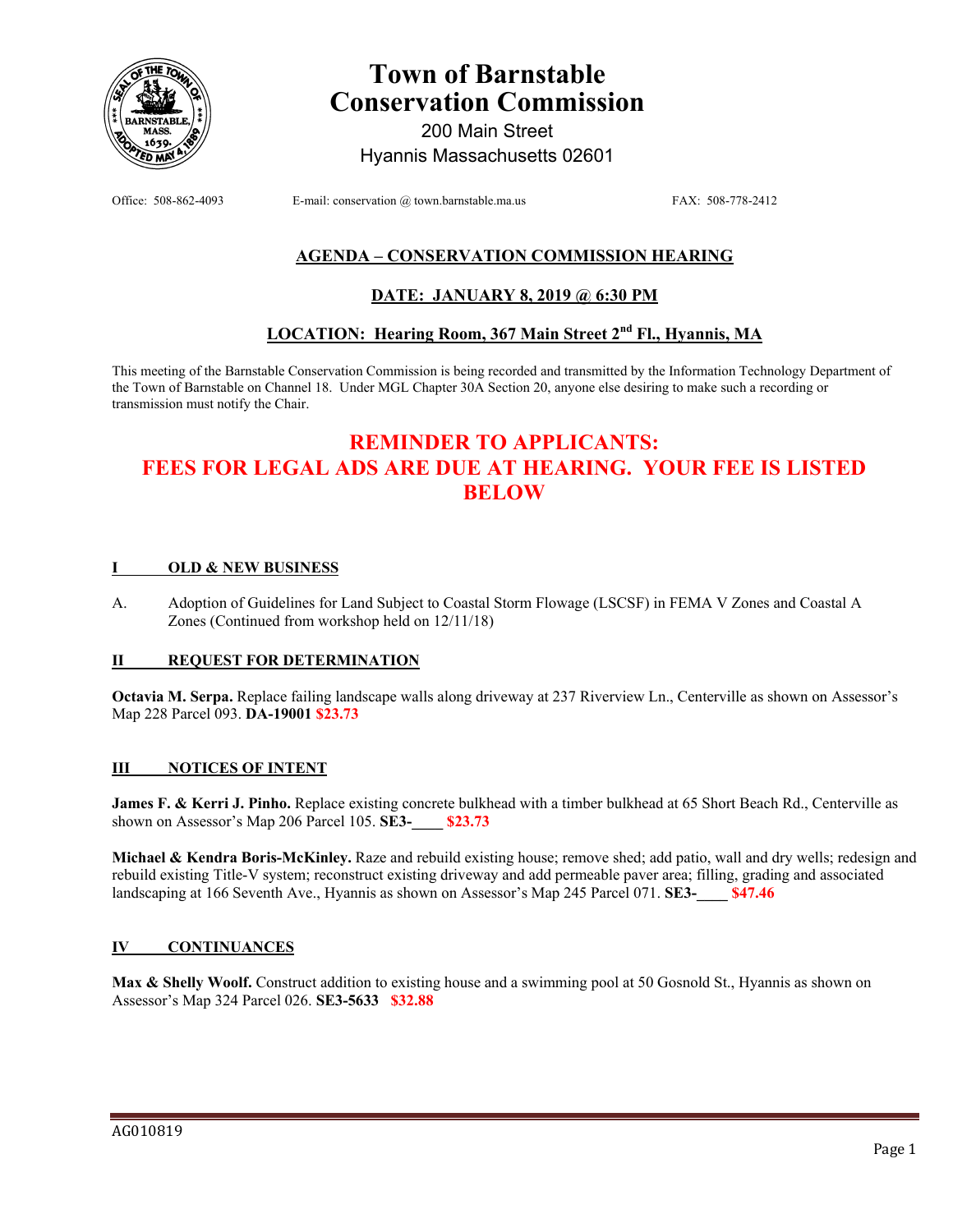# Town of Barnstable
# Conservation Commission

200 Main Street
Hyannis Massachusetts 02601

Office: 508-862-4093 E-mail: conservation @ town.barnstable.ma.us FAX: 508-778-2412

## AGENDA – CONSERVATION COMMISSION HEARING

## DATE: JANUARY 8, 2019 @ 6:30 PM

## LOCATION: Hearing Room, 367 Main Street 2nd Fl., Hyannis, MA

This meeting of the Barnstable Conservation Commission is being recorded and transmitted by the Information Technology Department of the Town of Barnstable on Channel 18. Under MGL Chapter 30A Section 20, anyone else desiring to make such a recording or transmission must notify the Chair.

## REMINDER TO APPLICANTS: FEES FOR LEGAL ADS ARE DUE AT HEARING. YOUR FEE IS LISTED BELOW

### I OLD & NEW BUSINESS

A. Adoption of Guidelines for Land Subject to Coastal Storm Flowage (LSCSF) in FEMA V Zones and Coastal A Zones (Continued from workshop held on 12/11/18)

### II REQUEST FOR DETERMINATION

**Octavia M. Serpa.** Replace failing landscape walls along driveway at 237 Riverview Ln., Centerville as shown on Assessor's Map 228 Parcel 093. **DA-19001** **$23.73**

### III NOTICES OF INTENT

**James F. & Kerri J. Pinho.** Replace existing concrete bulkhead with a timber bulkhead at 65 Short Beach Rd., Centerville as shown on Assessor's Map 206 Parcel 105. **SE3-____** **$23.73**

**Michael & Kendra Boris-McKinley.** Raze and rebuild existing house; remove shed; add patio, wall and dry wells; redesign and rebuild existing Title-V system; reconstruct existing driveway and add permeable paver area; filling, grading and associated landscaping at 166 Seventh Ave., Hyannis as shown on Assessor's Map 245 Parcel 071. **SE3-____** **$47.46**

### IV CONTINUANCES

**Max & Shelly Woolf.** Construct addition to existing house and a swimming pool at 50 Gosnold St., Hyannis as shown on Assessor's Map 324 Parcel 026. **SE3-5633** **$32.88**

AG010819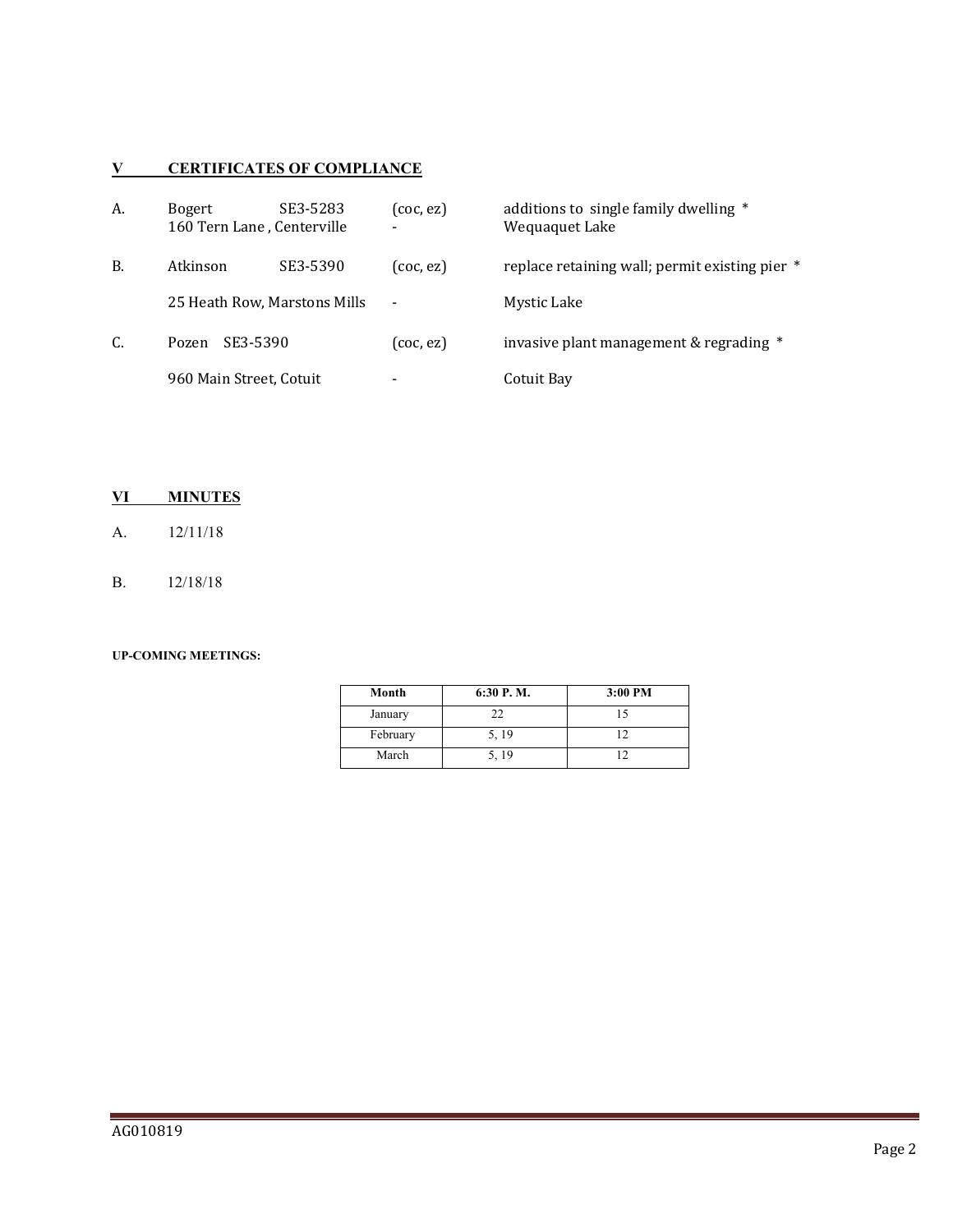## V CERTIFICATES OF COMPLIANCE

| | | | | |
|---|---|---|---|---|
| A. | Bogert SE3-5283<br>160 Tern Lane , Centerville | (coc, ez)<br>- | additions to single family dwelling *<br>Wequaquet Lake |
| B. | Atkinson SE3-5390<br>25 Heath Row, Marstons Mills | (coc, ez)<br>- | replace retaining wall; permit existing pier *<br>Mystic Lake |
| C. | Pozen SE3-5390<br>960 Main Street, Cotuit | (coc, ez)<br>- | invasive plant management & regrading *<br>Cotuit Bay |

## VI MINUTES

A. 12/11/18

B. 12/18/18

**UP-COMING MEETINGS:**

| Month | 6:30 P. M. | 3:00 PM |
|---|---|---|
| January | 22 | 15 |
| February | 5, 19 | 12 |
| March | 5, 19 | 12 |

AG010819